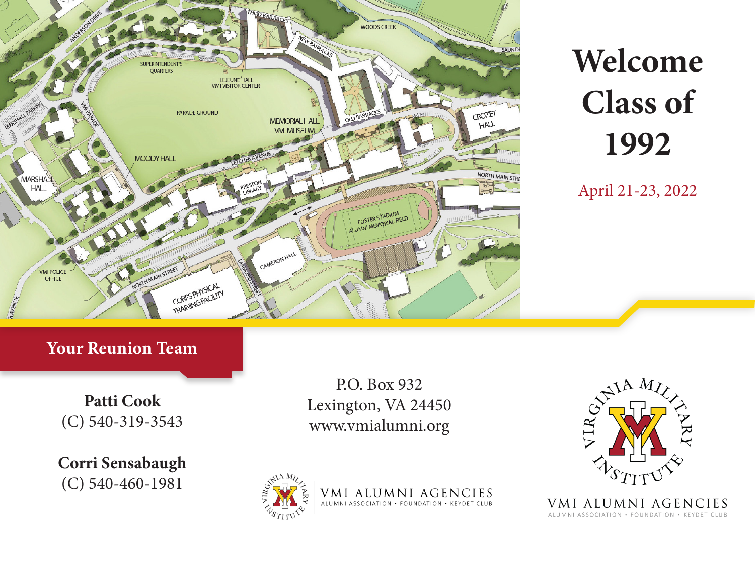# Welcome Class of 1992

April 21-23, 2022

## Your Reunion Team

**Patti Cook**
(C) 540-319-3543

**Corri Sensabaugh**
(C) 540-460-1981

P.O. Box 932
Lexington, VA 24450
www.vmialumni.org

VMI ALUMNI AGENCIES
ALUMNI ASSOCIATION • FOUNDATION • KEYDET CLUB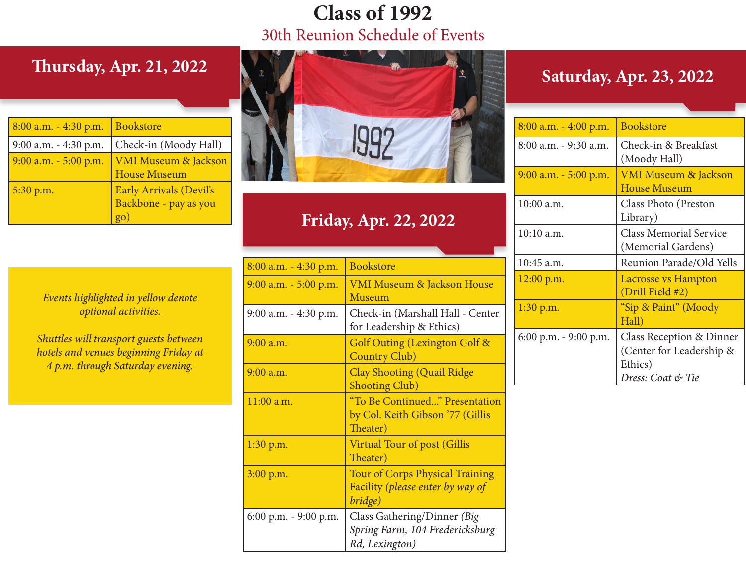# Class of 1992

## 30th Reunion Schedule of Events

## Thursday, Apr. 21, 2022

| | |
|---|---|
| 8:00 a.m. - 4:30 p.m. | Bookstore |
| 9:00 a.m. - 4:30 p.m. | Check-in (Moody Hall) |
| 9:00 a.m. - 5:00 p.m. | VMI Museum & Jackson House Museum |
| 5:30 p.m. | Early Arrivals (Devil's Backbone - pay as you go) |

*Events highlighted in yellow denote optional activities.*

*Shuttles will transport guests between hotels and venues beginning Friday at 4 p.m. through Saturday evening.*

## Friday, Apr. 22, 2022

| | |
|---|---|
| 8:00 a.m. - 4:30 p.m. | Bookstore |
| 9:00 a.m. - 5:00 p.m. | VMI Museum & Jackson House Museum |
| 9:00 a.m. - 4:30 p.m. | Check-in (Marshall Hall - Center for Leadership & Ethics) |
| 9:00 a.m. | Golf Outing (Lexington Golf & Country Club) |
| 9:00 a.m. | Clay Shooting (Quail Ridge Shooting Club) |
| 11:00 a.m. | "To Be Continued..." Presentation by Col. Keith Gibson '77 (Gillis Theater) |
| 1:30 p.m. | Virtual Tour of post (Gillis Theater) |
| 3:00 p.m. | Tour of Corps Physical Training Facility *(please enter by way of bridge)* |
| 6:00 p.m. - 9:00 p.m. | Class Gathering/Dinner *(Big Spring Farm, 104 Fredericksburg Rd, Lexington)* |

## Saturday, Apr. 23, 2022

| | |
|---|---|
| 8:00 a.m. - 4:00 p.m. | Bookstore |
| 8:00 a.m. - 9:30 a.m. | Check-in & Breakfast (Moody Hall) |
| 9:00 a.m. - 5:00 p.m. | VMI Museum & Jackson House Museum |
| 10:00 a.m. | Class Photo (Preston Library) |
| 10:10 a.m. | Class Memorial Service (Memorial Gardens) |
| 10:45 a.m. | Reunion Parade/Old Yells |
| 12:00 p.m. | Lacrosse vs Hampton (Drill Field #2) |
| 1:30 p.m. | "Sip & Paint" (Moody Hall) |
| 6:00 p.m. - 9:00 p.m. | Class Reception & Dinner (Center for Leadership & Ethics) *Dress: Coat & Tie* |